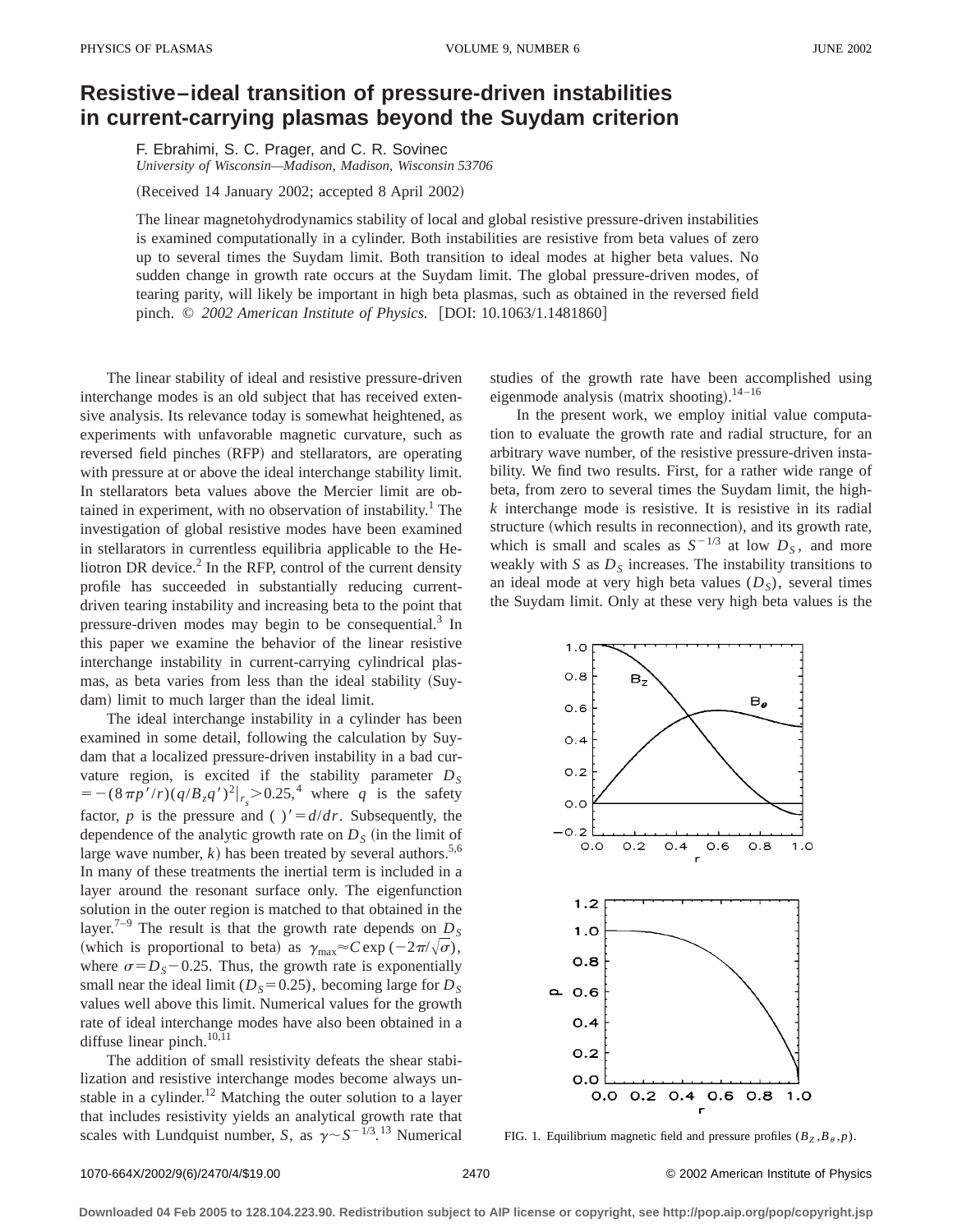# Resistive–ideal transition of pressure-driven instabilities in current-carrying plasmas beyond the Suydam criterion

F. Ebrahimi, S. C. Prager, and C. R. Sovinec

*University of Wisconsin—Madison, Madison, Wisconsin 53706*

(Received 14 January 2002; accepted 8 April 2002)

The linear magnetohydrodynamics stability of local and global resistive pressure-driven instabilities is examined computationally in a cylinder. Both instabilities are resistive from beta values of zero up to several times the Suydam limit. Both transition to ideal modes at higher beta values. No sudden change in growth rate occurs at the Suydam limit. The global pressure-driven modes, of tearing parity, will likely be important in high beta plasmas, such as obtained in the reversed field pinch. © *2002 American Institute of Physics.* [DOI: 10.1063/1.1481860]

The linear stability of ideal and resistive pressure-driven interchange modes is an old subject that has received extensive analysis. Its relevance today is somewhat heightened, as experiments with unfavorable magnetic curvature, such as reversed field pinches (RFP) and stellarators, are operating with pressure at or above the ideal interchange stability limit. In stellarators beta values above the Mercier limit are obtained in experiment, with no observation of instability.[1] The investigation of global resistive modes have been examined in stellarators in currentless equilibria applicable to the Heliotron DR device.[2] In the RFP, control of the current density profile has succeeded in substantially reducing current-driven tearing instability and increasing beta to the point that pressure-driven modes may begin to be consequential.[3] In this paper we examine the behavior of the linear resistive interchange instability in current-carrying cylindrical plasmas, as beta varies from less than the ideal stability (Suydam) limit to much larger than the ideal limit.

The ideal interchange instability in a cylinder has been examined in some detail, following the calculation by Suydam that a localized pressure-driven instability in a bad curvature region, is excited if the stability parameter $D_S = -(8\pi p'/r)(q/B_z q')^2|_{r_s} > 0.25$,[4] where $q$ is the safety factor, $p$ is the pressure and $(\ )' = d/dr$. Subsequently, the dependence of the analytic growth rate on $D_S$ (in the limit of large wave number, $k$) has been treated by several authors.[5,6] In many of these treatments the inertial term is included in a layer around the resonant surface only. The eigenfunction solution in the outer region is matched to that obtained in the layer.[7–9] The result is that the growth rate depends on $D_S$ (which is proportional to beta) as $\gamma_{\max} \approx C \exp(-2\pi/\sqrt{\sigma})$, where $\sigma = D_S - 0.25$. Thus, the growth rate is exponentially small near the ideal limit ($D_S = 0.25$), becoming large for $D_S$ values well above this limit. Numerical values for the growth rate of ideal interchange modes have also been obtained in a diffuse linear pinch.[10,11]

The addition of small resistivity defeats the shear stabilization and resistive interchange modes become always unstable in a cylinder.[12] Matching the outer solution to a layer that includes resistivity yields an analytical growth rate that scales with Lundquist number, $S$, as $\gamma \sim S^{-1/3}$.[13] Numerical studies of the growth rate have been accomplished using eigenmode analysis (matrix shooting).[14–16]

In the present work, we employ initial value computation to evaluate the growth rate and radial structure, for an arbitrary wave number, of the resistive pressure-driven instability. We find two results. First, for a rather wide range of beta, from zero to several times the Suydam limit, the high-$k$ interchange mode is resistive. It is resistive in its radial structure (which results in reconnection), and its growth rate, which is small and scales as $S^{-1/3}$ at low $D_S$, and more weakly with $S$ as $D_S$ increases. The instability transitions to an ideal mode at very high beta values ($D_S$), several times the Suydam limit. Only at these very high beta values is the

FIG. 1. Equilibrium magnetic field and pressure profiles ($B_Z, B_\theta, p$).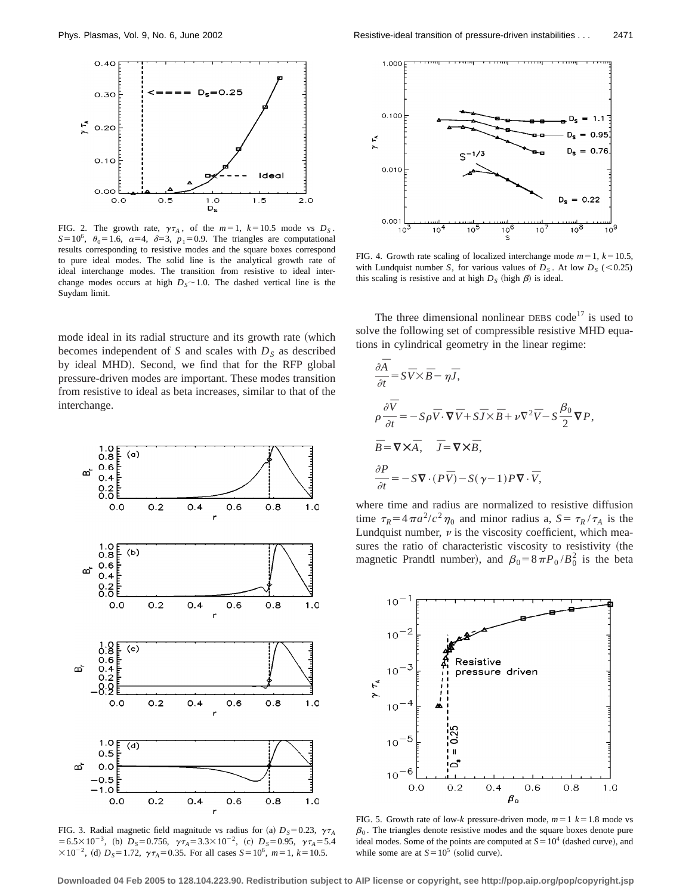FIG. 2. The growth rate, $\gamma\tau_A$, of the $m=1$, $k=10.5$ mode vs $D_S$. $S=10^6$, $\theta_0=1.6$, $\alpha=4$, $\delta=3$, $p_1=0.9$. The triangles are computational results corresponding to resistive modes and the square boxes correspond to pure ideal modes. The solid line is the analytical growth rate of ideal interchange modes. The transition from resistive to ideal interchange modes occurs at high $D_S \sim 1.0$. The dashed vertical line is the Suydam limit.

mode ideal in its radial structure and its growth rate (which becomes independent of $S$ and scales with $D_S$ as described by ideal MHD). Second, we find that for the RFP global pressure-driven modes are important. These modes transition from resistive to ideal as beta increases, similar to that of the interchange.

FIG. 3. Radial magnetic field magnitude vs radius for (a) $D_S=0.23$, $\gamma\tau_A = 6.5\times10^{-3}$, (b) $D_S=0.756$, $\gamma\tau_A=3.3\times10^{-2}$, (c) $D_S=0.95$, $\gamma\tau_A=5.4\times10^{-2}$, (d) $D_S=1.72$, $\gamma\tau_A=0.35$. For all cases $S=10^6$, $m=1$, $k=10.5$.

FIG. 4. Growth rate scaling of localized interchange mode $m=1$, $k=10.5$, with Lundquist number $S$, for various values of $D_S$. At low $D_S$ ($<0.25$) this scaling is resistive and at high $D_S$ (high $\beta$) is ideal.

The three dimensional nonlinear DEBS code[17] is used to solve the following set of compressible resistive MHD equations in cylindrical geometry in the linear regime:

$$\frac{\partial \overline{A}}{\partial t} = S\overline{V}\times\overline{B} - \eta\overline{J},$$

$$\rho\frac{\partial \overline{V}}{\partial t} = -S\rho\overline{V}\cdot\nabla\overline{V} + S\overline{J}\times\overline{B} + \nu\nabla^2\overline{V} - S\frac{\beta_0}{2}\nabla P,$$

$$\overline{B} = \nabla\times\overline{A}, \quad \overline{J} = \nabla\times\overline{B},$$

$$\frac{\partial P}{\partial t} = -S\nabla\cdot(P\overline{V}) - S(\gamma-1)P\nabla\cdot\overline{V},$$

where time and radius are normalized to resistive diffusion time $\tau_R = 4\pi a^2/c^2\eta_0$ and minor radius a, $S=\tau_R/\tau_A$ is the Lundquist number, $\nu$ is the viscosity coefficient, which measures the ratio of characteristic viscosity to resistivity (the magnetic Prandtl number), and $\beta_0 = 8\pi P_0/B_0^2$ is the beta

FIG. 5. Growth rate of low-$k$ pressure-driven mode, $m=1$ $k=1.8$ mode vs $\beta_0$. The triangles denote resistive modes and the square boxes denote pure ideal modes. Some of the points are computed at $S=10^4$ (dashed curve), and while some are at $S=10^5$ (solid curve).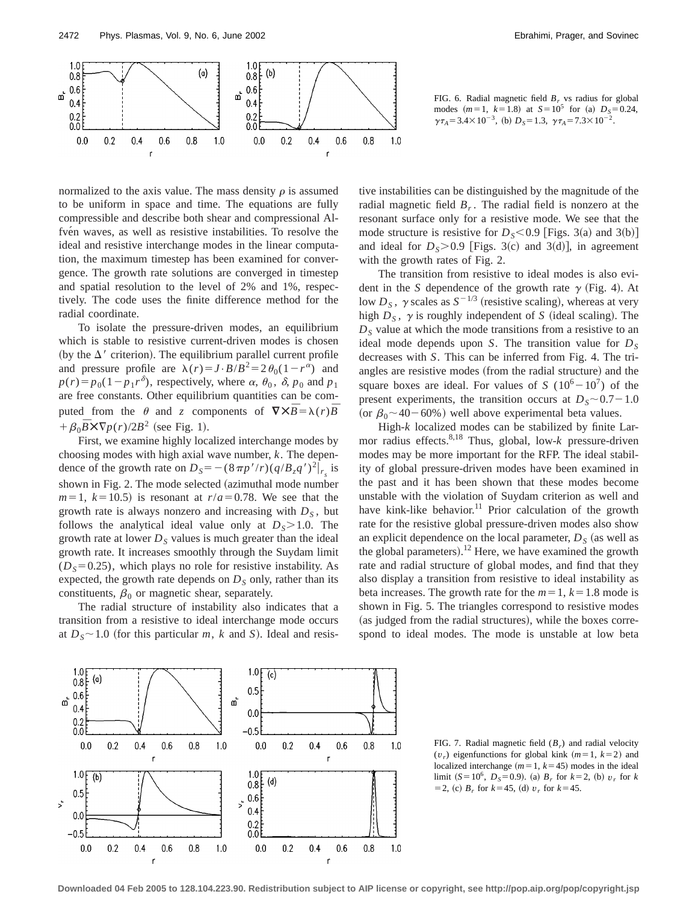FIG. 6. Radial magnetic field $B_r$ vs radius for global modes $(m=1,\ k=1.8)$ at $S=10^5$ for (a) $D_S=0.24$, $\gamma\tau_A=3.4\times10^{-3}$, (b) $D_S=1.3$, $\gamma\tau_A=7.3\times10^{-2}$.

normalized to the axis value. The mass density $\rho$ is assumed to be uniform in space and time. The equations are fully compressible and describe both shear and compressional Alfvén waves, as well as resistive instabilities. To resolve the ideal and resistive interchange modes in the linear computation, the maximum timestep has been examined for convergence. The growth rate solutions are converged in timestep and spatial resolution to the level of 2% and 1%, respectively. The code uses the finite difference method for the radial coordinate.

To isolate the pressure-driven modes, an equilibrium which is stable to resistive current-driven modes is chosen (by the $\Delta'$ criterion). The equilibrium parallel current profile and pressure profile are $\lambda(r)=J\cdot B/B^2=2\theta_0(1-r^\alpha)$ and $p(r)=p_0(1-p_1r^\delta)$, respectively, where $\alpha$, $\theta_0$, $\delta$, $p_0$ and $p_1$ are free constants. Other equilibrium quantities can be computed from the $\theta$ and $z$ components of $\nabla\times\bar{B}=\lambda(r)\bar{B}+\beta_0\bar{B}\times\nabla p(r)/2B^2$ (see Fig. 1).

First, we examine highly localized interchange modes by choosing modes with high axial wave number, $k$. The dependence of the growth rate on $D_S=-(8\pi p'/r)(q/B_zq')^2|_{r_s}$ is shown in Fig. 2. The mode selected (azimuthal mode number $m=1$, $k=10.5$) is resonant at $r/a=0.78$. We see that the growth rate is always nonzero and increasing with $D_S$, but follows the analytical ideal value only at $D_S>1.0$. The growth rate at lower $D_S$ values is much greater than the ideal growth rate. It increases smoothly through the Suydam limit $(D_S=0.25)$, which plays no role for resistive instability. As expected, the growth rate depends on $D_S$ only, rather than its constituents, $\beta_0$ or magnetic shear, separately.

The radial structure of instability also indicates that a transition from a resistive to ideal interchange mode occurs at $D_S\sim1.0$ (for this particular $m$, $k$ and $S$). Ideal and resistive instabilities can be distinguished by the magnitude of the radial magnetic field $B_r$. The radial field is nonzero at the resonant surface only for a resistive mode. We see that the mode structure is resistive for $D_S<0.9$ [Figs. 3(a) and 3(b)] and ideal for $D_S>0.9$ [Figs. 3(c) and 3(d)], in agreement with the growth rates of Fig. 2.

The transition from resistive to ideal modes is also evident in the $S$ dependence of the growth rate $\gamma$ (Fig. 4). At low $D_S$, $\gamma$ scales as $S^{-1/3}$ (resistive scaling), whereas at very high $D_S$, $\gamma$ is roughly independent of $S$ (ideal scaling). The $D_S$ value at which the mode transitions from a resistive to an ideal mode depends upon $S$. The transition value for $D_S$ decreases with $S$. This can be inferred from Fig. 4. The triangles are resistive modes (from the radial structure) and the square boxes are ideal. For values of $S$ $(10^6-10^7)$ of the present experiments, the transition occurs at $D_S\sim0.7-1.0$ (or $\beta_0\sim40-60\%$) well above experimental beta values.

High-$k$ localized modes can be stabilized by finite Larmor radius effects.[8,18] Thus, global, low-$k$ pressure-driven modes may be more important for the RFP. The ideal stability of global pressure-driven modes have been examined in the past and it has been shown that these modes become unstable with the violation of Suydam criterion as well and have kink-like behavior.[11] Prior calculation of the growth rate for the resistive global pressure-driven modes also show an explicit dependence on the local parameter, $D_S$ (as well as the global parameters).[12] Here, we have examined the growth rate and radial structure of global modes, and find that they also display a transition from resistive to ideal instability as beta increases. The growth rate for the $m=1$, $k=1.8$ mode is shown in Fig. 5. The triangles correspond to resistive modes (as judged from the radial structures), while the boxes correspond to ideal modes. The mode is unstable at low beta

FIG. 7. Radial magnetic field $(B_r)$ and radial velocity $(v_r)$ eigenfunctions for global kink $(m=1,\ k=2)$ and localized interchange $(m=1,\ k=45)$ modes in the ideal limit $(S=10^6,\ D_S=0.9)$. (a) $B_r$ for $k=2$, (b) $v_r$ for $k=2$, (c) $B_r$ for $k=45$, (d) $v_r$ for $k=45$.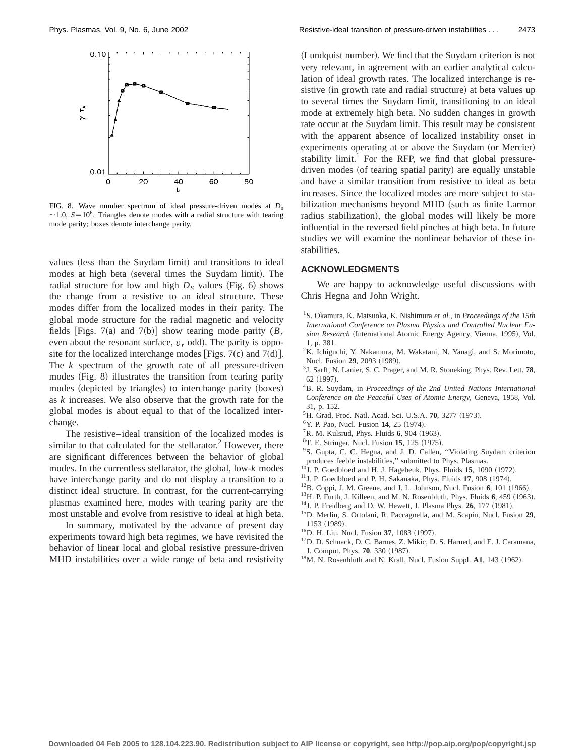0.10

$\gamma\,\tau_A$

0.01

0

20

40

60

80

$k$

FIG. 8. Wave number spectrum of ideal pressure-driven modes at $D_s \sim 1.0$, $S = 10^6$. Triangles denote modes with a radial structure with tearing mode parity; boxes denote interchange parity.

values (less than the Suydam limit) and transitions to ideal modes at high beta (several times the Suydam limit). The radial structure for low and high $D_S$ values (Fig. 6) shows the change from a resistive to an ideal structure. These modes differ from the localized modes in their parity. The global mode structure for the radial magnetic and velocity fields [Figs. 7(a) and 7(b)] show tearing mode parity ($B_r$ even about the resonant surface, $v_r$ odd). The parity is opposite for the localized interchange modes [Figs. 7(c) and 7(d)]. The $k$ spectrum of the growth rate of all pressure-driven modes (Fig. 8) illustrates the transition from tearing parity modes (depicted by triangles) to interchange parity (boxes) as $k$ increases. We also observe that the growth rate for the global modes is about equal to that of the localized interchange.

The resistive–ideal transition of the localized modes is similar to that calculated for the stellarator.[2] However, there are significant differences between the behavior of global modes. In the currentless stellarator, the global, low-$k$ modes have interchange parity and do not display a transition to a distinct ideal structure. In contrast, for the current-carrying plasmas examined here, modes with tearing parity are the most unstable and evolve from resistive to ideal at high beta.

In summary, motivated by the advance of present day experiments toward high beta regimes, we have revisited the behavior of linear local and global resistive pressure-driven MHD instabilities over a wide range of beta and resistivity (Lundquist number). We find that the Suydam criterion is not very relevant, in agreement with an earlier analytical calculation of ideal growth rates. The localized interchange is resistive (in growth rate and radial structure) at beta values up to several times the Suydam limit, transitioning to an ideal mode at extremely high beta. No sudden changes in growth rate occur at the Suydam limit. This result may be consistent with the apparent absence of localized instability onset in experiments operating at or above the Suydam (or Mercier) stability limit.[1] For the RFP, we find that global pressure-driven modes (of tearing spatial parity) are equally unstable and have a similar transition from resistive to ideal as beta increases. Since the localized modes are more subject to stabilization mechanisms beyond MHD (such as finite Larmor radius stabilization), the global modes will likely be more influential in the reversed field pinches at high beta. In future studies we will examine the nonlinear behavior of these instabilities.

## ACKNOWLEDGMENTS

We are happy to acknowledge useful discussions with Chris Hegna and John Wright.

[1] S. Okamura, K. Matsuoka, K. Nishimura *et al.*, in *Proceedings of the 15th International Conference on Plasma Physics and Controlled Nuclear Fusion Research* (International Atomic Energy Agency, Vienna, 1995), Vol. 1, p. 381.

[2] K. Ichiguchi, Y. Nakamura, M. Wakatani, N. Yanagi, and S. Morimoto, Nucl. Fusion **29**, 2093 (1989).

[3] J. Sarff, N. Lanier, S. C. Prager, and M. R. Stoneking, Phys. Rev. Lett. **78**, 62 (1997).

[4] B. R. Suydam, in *Proceedings of the 2nd United Nations International Conference on the Peaceful Uses of Atomic Energy*, Geneva, 1958, Vol. 31, p. 152.

[5] H. Grad, Proc. Natl. Acad. Sci. U.S.A. **70**, 3277 (1973).

[6] Y. P. Pao, Nucl. Fusion **14**, 25 (1974).

[7] R. M. Kulsrud, Phys. Fluids **6**, 904 (1963).

[8] T. E. Stringer, Nucl. Fusion **15**, 125 (1975).

[9] S. Gupta, C. C. Hegna, and J. D. Callen, ''Violating Suydam criterion produces feeble instabilities,'' submitted to Phys. Plasmas.

[10] J. P. Goedbloed and H. J. Hagebeuk, Phys. Fluids **15**, 1090 (1972).

[11] J. P. Goedbloed and P. H. Sakanaka, Phys. Fluids **17**, 908 (1974).

[12] B. Coppi, J. M. Greene, and J. L. Johnson, Nucl. Fusion **6**, 101 (1966).

[13] H. P. Furth, J. Killeen, and M. N. Rosenbluth, Phys. Fluids **6**, 459 (1963).

[14] J. P. Freidberg and D. W. Hewett, J. Plasma Phys. **26**, 177 (1981).

[15] D. Merlin, S. Ortolani, R. Paccagnella, and M. Scapin, Nucl. Fusion **29**, 1153 (1989).

[16] D. H. Liu, Nucl. Fusion **37**, 1083 (1997).

[17] D. D. Schnack, D. C. Barnes, Z. Mikic, D. S. Harned, and E. J. Caramana, J. Comput. Phys. **70**, 330 (1987).

[18] M. N. Rosenbluth and N. Krall, Nucl. Fusion Suppl. **A1**, 143 (1962).